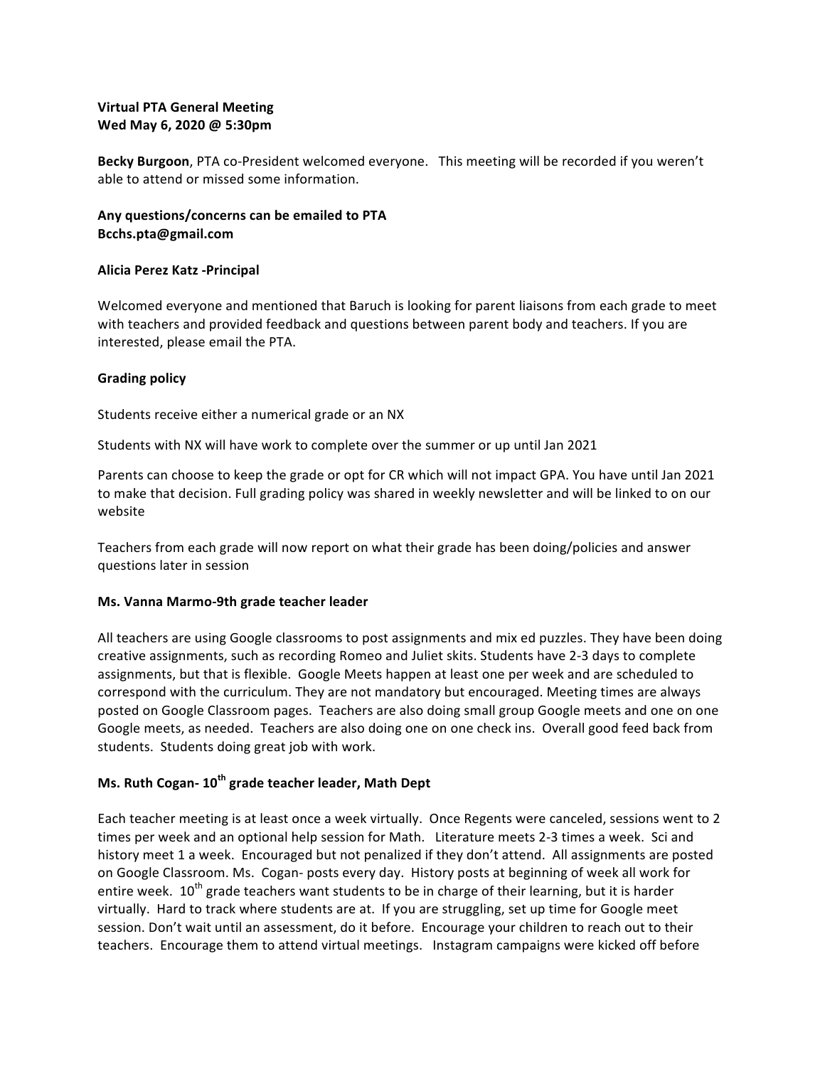**Virtual PTA General Meeting**
**Wed May 6, 2020 @ 5:30pm**

**Becky Burgoon**, PTA co-President welcomed everyone. This meeting will be recorded if you weren't able to attend or missed some information.

**Any questions/concerns can be emailed to PTA**
**Bcchs.pta@gmail.com**

**Alicia Perez Katz -Principal**

Welcomed everyone and mentioned that Baruch is looking for parent liaisons from each grade to meet with teachers and provided feedback and questions between parent body and teachers. If you are interested, please email the PTA.

**Grading policy**

Students receive either a numerical grade or an NX

Students with NX will have work to complete over the summer or up until Jan 2021

Parents can choose to keep the grade or opt for CR which will not impact GPA. You have until Jan 2021 to make that decision. Full grading policy was shared in weekly newsletter and will be linked to on our website

Teachers from each grade will now report on what their grade has been doing/policies and answer questions later in session

**Ms. Vanna Marmo-9th grade teacher leader**

All teachers are using Google classrooms to post assignments and mix ed puzzles. They have been doing creative assignments, such as recording Romeo and Juliet skits. Students have 2-3 days to complete assignments, but that is flexible. Google Meets happen at least one per week and are scheduled to correspond with the curriculum. They are not mandatory but encouraged. Meeting times are always posted on Google Classroom pages. Teachers are also doing small group Google meets and one on one Google meets, as needed. Teachers are also doing one on one check ins. Overall good feed back from students. Students doing great job with work.

**Ms. Ruth Cogan- 10th grade teacher leader, Math Dept**

Each teacher meeting is at least once a week virtually. Once Regents were canceled, sessions went to 2 times per week and an optional help session for Math. Literature meets 2-3 times a week. Sci and history meet 1 a week. Encouraged but not penalized if they don't attend. All assignments are posted on Google Classroom. Ms. Cogan- posts every day. History posts at beginning of week all work for entire week. 10th grade teachers want students to be in charge of their learning, but it is harder virtually. Hard to track where students are at. If you are struggling, set up time for Google meet session. Don't wait until an assessment, do it before. Encourage your children to reach out to their teachers. Encourage them to attend virtual meetings. Instagram campaigns were kicked off before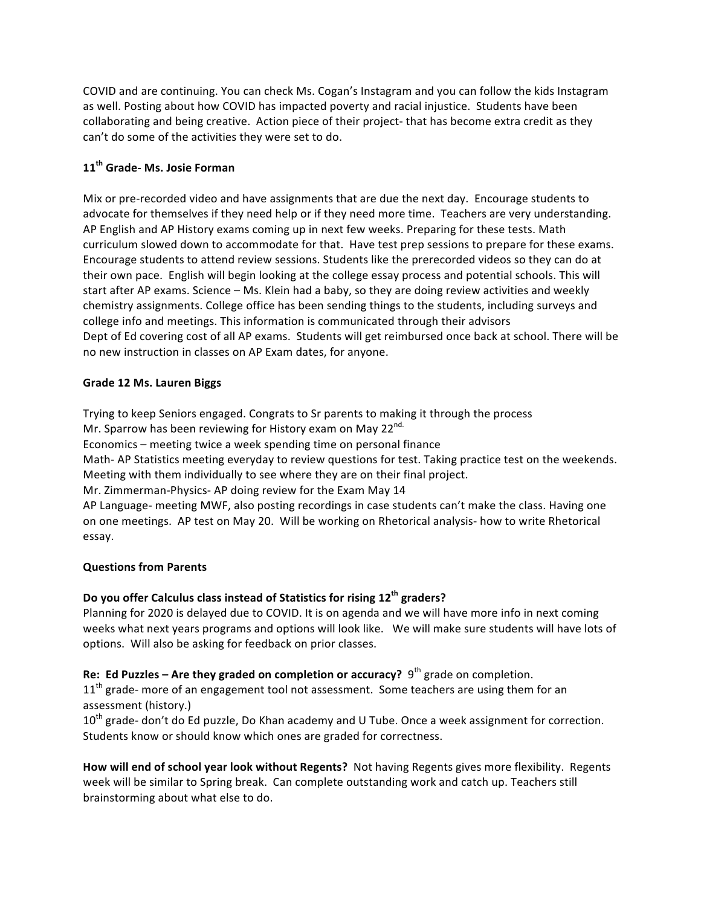COVID and are continuing. You can check Ms. Cogan's Instagram and you can follow the kids Instagram as well. Posting about how COVID has impacted poverty and racial injustice. Students have been collaborating and being creative. Action piece of their project- that has become extra credit as they can't do some of the activities they were set to do.

**11th Grade- Ms. Josie Forman**

Mix or pre-recorded video and have assignments that are due the next day. Encourage students to advocate for themselves if they need help or if they need more time. Teachers are very understanding. AP English and AP History exams coming up in next few weeks. Preparing for these tests. Math curriculum slowed down to accommodate for that. Have test prep sessions to prepare for these exams. Encourage students to attend review sessions. Students like the prerecorded videos so they can do at their own pace. English will begin looking at the college essay process and potential schools. This will start after AP exams. Science – Ms. Klein had a baby, so they are doing review activities and weekly chemistry assignments. College office has been sending things to the students, including surveys and college info and meetings. This information is communicated through their advisors
Dept of Ed covering cost of all AP exams. Students will get reimbursed once back at school. There will be no new instruction in classes on AP Exam dates, for anyone.

**Grade 12 Ms. Lauren Biggs**

Trying to keep Seniors engaged. Congrats to Sr parents to making it through the process
Mr. Sparrow has been reviewing for History exam on May 22nd.
Economics – meeting twice a week spending time on personal finance
Math- AP Statistics meeting everyday to review questions for test. Taking practice test on the weekends. Meeting with them individually to see where they are on their final project.
Mr. Zimmerman-Physics- AP doing review for the Exam May 14
AP Language- meeting MWF, also posting recordings in case students can't make the class. Having one on one meetings. AP test on May 20. Will be working on Rhetorical analysis- how to write Rhetorical essay.

**Questions from Parents**

**Do you offer Calculus class instead of Statistics for rising 12th graders?**
Planning for 2020 is delayed due to COVID. It is on agenda and we will have more info in next coming weeks what next years programs and options will look like. We will make sure students will have lots of options. Will also be asking for feedback on prior classes.

**Re: Ed Puzzles – Are they graded on completion or accuracy?** 9th grade on completion.
11th grade- more of an engagement tool not assessment. Some teachers are using them for an assessment (history.)
10th grade- don't do Ed puzzle, Do Khan academy and U Tube. Once a week assignment for correction. Students know or should know which ones are graded for correctness.

**How will end of school year look without Regents?** Not having Regents gives more flexibility. Regents week will be similar to Spring break. Can complete outstanding work and catch up. Teachers still brainstorming about what else to do.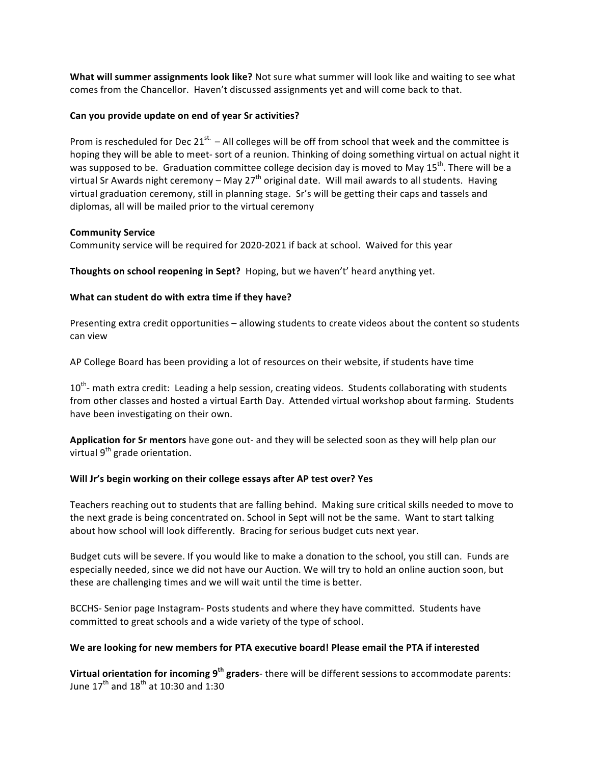**What will summer assignments look like?** Not sure what summer will look like and waiting to see what comes from the Chancellor. Haven't discussed assignments yet and will come back to that.

**Can you provide update on end of year Sr activities?**

Prom is rescheduled for Dec 21st. – All colleges will be off from school that week and the committee is hoping they will be able to meet- sort of a reunion. Thinking of doing something virtual on actual night it was supposed to be. Graduation committee college decision day is moved to May 15th. There will be a virtual Sr Awards night ceremony – May 27th original date. Will mail awards to all students. Having virtual graduation ceremony, still in planning stage. Sr's will be getting their caps and tassels and diplomas, all will be mailed prior to the virtual ceremony

**Community Service**
Community service will be required for 2020-2021 if back at school. Waived for this year

**Thoughts on school reopening in Sept?** Hoping, but we haven't' heard anything yet.

**What can student do with extra time if they have?**

Presenting extra credit opportunities – allowing students to create videos about the content so students can view

AP College Board has been providing a lot of resources on their website, if students have time

10th- math extra credit: Leading a help session, creating videos. Students collaborating with students from other classes and hosted a virtual Earth Day. Attended virtual workshop about farming. Students have been investigating on their own.

**Application for Sr mentors** have gone out- and they will be selected soon as they will help plan our virtual 9th grade orientation.

**Will Jr's begin working on their college essays after AP test over? Yes**

Teachers reaching out to students that are falling behind. Making sure critical skills needed to move to the next grade is being concentrated on. School in Sept will not be the same. Want to start talking about how school will look differently. Bracing for serious budget cuts next year.

Budget cuts will be severe. If you would like to make a donation to the school, you still can. Funds are especially needed, since we did not have our Auction. We will try to hold an online auction soon, but these are challenging times and we will wait until the time is better.

BCCHS- Senior page Instagram- Posts students and where they have committed. Students have committed to great schools and a wide variety of the type of school.

**We are looking for new members for PTA executive board! Please email the PTA if interested**

**Virtual orientation for incoming 9th graders**- there will be different sessions to accommodate parents: June 17th and 18th at 10:30 and 1:30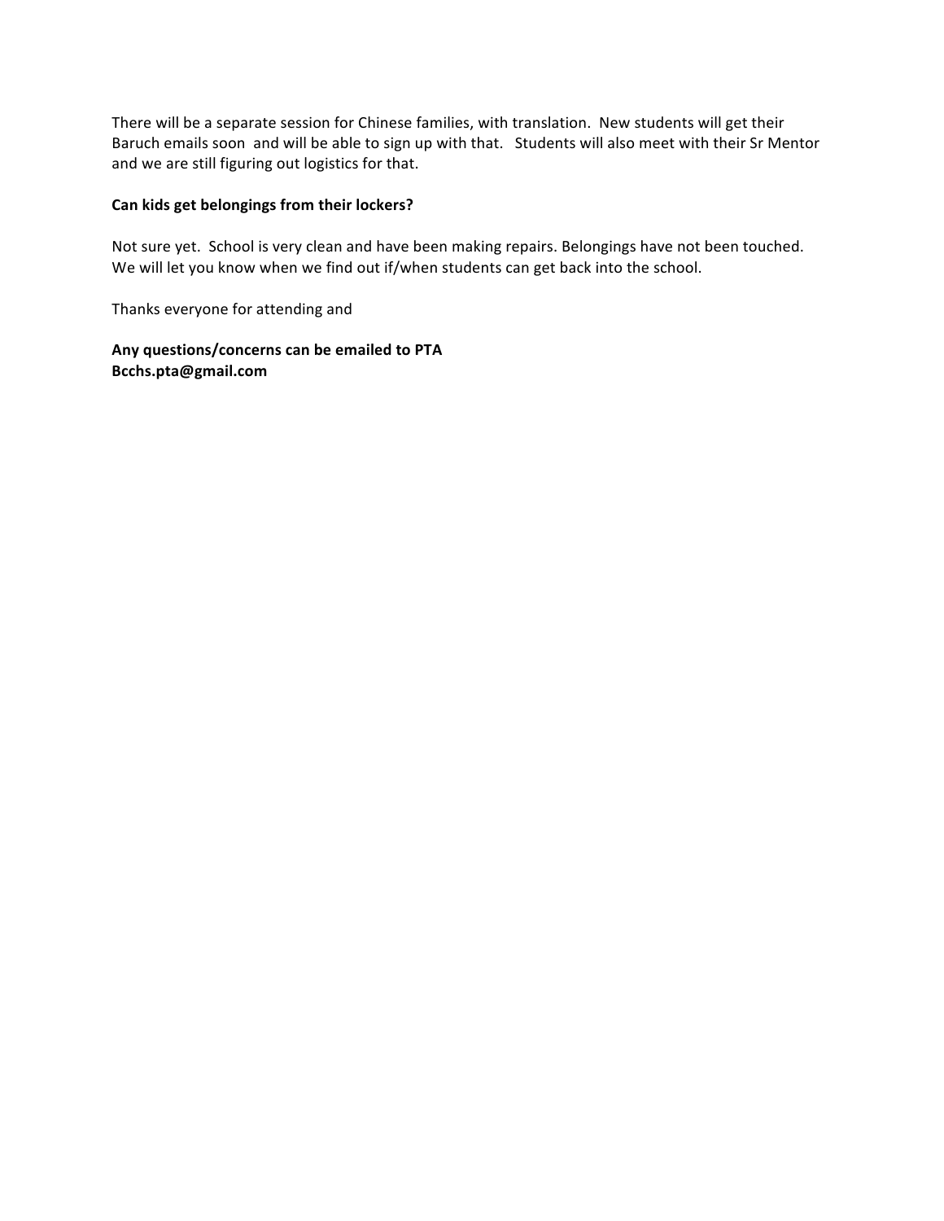There will be a separate session for Chinese families, with translation. New students will get their Baruch emails soon and will be able to sign up with that. Students will also meet with their Sr Mentor and we are still figuring out logistics for that.

**Can kids get belongings from their lockers?**

Not sure yet. School is very clean and have been making repairs. Belongings have not been touched. We will let you know when we find out if/when students can get back into the school.

Thanks everyone for attending and

**Any questions/concerns can be emailed to PTA**
**Bcchs.pta@gmail.com**